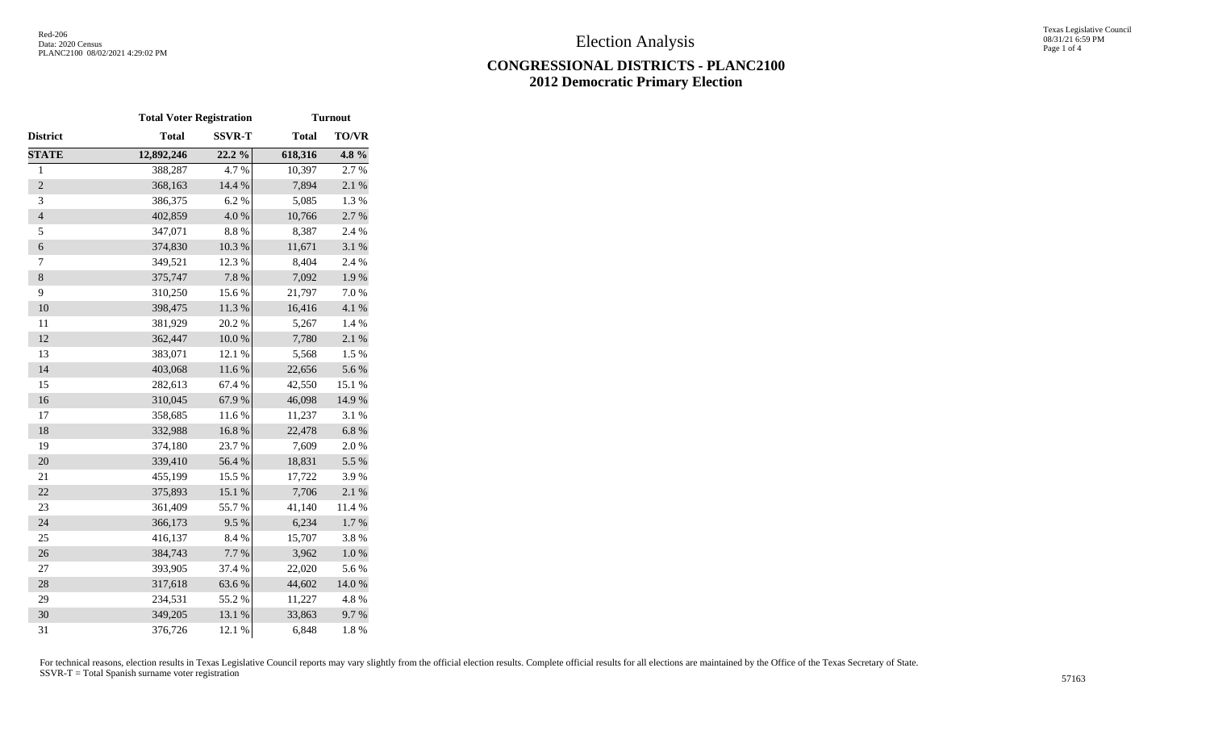# Election Analysis

## CONGRESSIONAL DISTRICTS - PLANC2100
## 2012 Democratic Primary Election

| | Total Voter Registration | | Turnout | |
|---|---|---|---|---|
| **District** | **Total** | **SSVR-T** | **Total** | **TO/VR** |
| **STATE** | **12,892,246** | **22.2 %** | **618,316** | **4.8 %** |
| 1 | 388,287 | 4.7 % | 10,397 | 2.7 % |
| 2 | 368,163 | 14.4 % | 7,894 | 2.1 % |
| 3 | 386,375 | 6.2 % | 5,085 | 1.3 % |
| 4 | 402,859 | 4.0 % | 10,766 | 2.7 % |
| 5 | 347,071 | 8.8 % | 8,387 | 2.4 % |
| 6 | 374,830 | 10.3 % | 11,671 | 3.1 % |
| 7 | 349,521 | 12.3 % | 8,404 | 2.4 % |
| 8 | 375,747 | 7.8 % | 7,092 | 1.9 % |
| 9 | 310,250 | 15.6 % | 21,797 | 7.0 % |
| 10 | 398,475 | 11.3 % | 16,416 | 4.1 % |
| 11 | 381,929 | 20.2 % | 5,267 | 1.4 % |
| 12 | 362,447 | 10.0 % | 7,780 | 2.1 % |
| 13 | 383,071 | 12.1 % | 5,568 | 1.5 % |
| 14 | 403,068 | 11.6 % | 22,656 | 5.6 % |
| 15 | 282,613 | 67.4 % | 42,550 | 15.1 % |
| 16 | 310,045 | 67.9 % | 46,098 | 14.9 % |
| 17 | 358,685 | 11.6 % | 11,237 | 3.1 % |
| 18 | 332,988 | 16.8 % | 22,478 | 6.8 % |
| 19 | 374,180 | 23.7 % | 7,609 | 2.0 % |
| 20 | 339,410 | 56.4 % | 18,831 | 5.5 % |
| 21 | 455,199 | 15.5 % | 17,722 | 3.9 % |
| 22 | 375,893 | 15.1 % | 7,706 | 2.1 % |
| 23 | 361,409 | 55.7 % | 41,140 | 11.4 % |
| 24 | 366,173 | 9.5 % | 6,234 | 1.7 % |
| 25 | 416,137 | 8.4 % | 15,707 | 3.8 % |
| 26 | 384,743 | 7.7 % | 3,962 | 1.0 % |
| 27 | 393,905 | 37.4 % | 22,020 | 5.6 % |
| 28 | 317,618 | 63.6 % | 44,602 | 14.0 % |
| 29 | 234,531 | 55.2 % | 11,227 | 4.8 % |
| 30 | 349,205 | 13.1 % | 33,863 | 9.7 % |
| 31 | 376,726 | 12.1 % | 6,848 | 1.8 % |

For technical reasons, election results in Texas Legislative Council reports may vary slightly from the official election results. Complete official results for all elections are maintained by the Office of the Texas Secretary of State.
SSVR-T = Total Spanish surname voter registration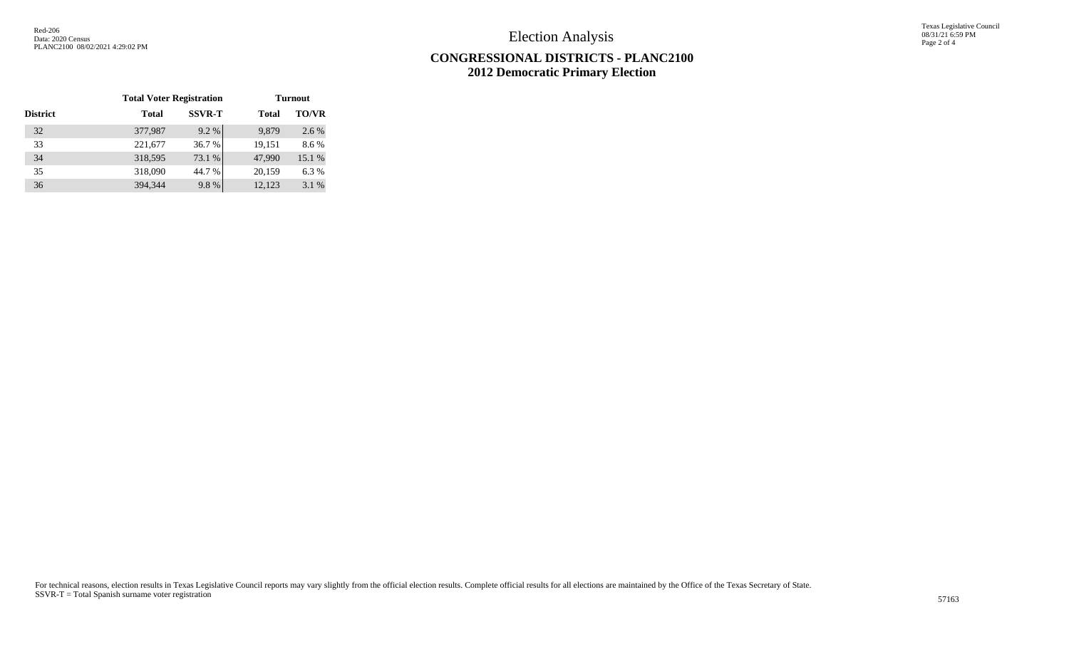# Election Analysis

## CONGRESSIONAL DISTRICTS - PLANC2100
## 2012 Democratic Primary Election

| | Total Voter Registration | | Turnout | |
|---|---|---|---|---|
| District | Total | SSVR-T | Total | TO/VR |
| 32 | 377,987 | 9.2 % | 9,879 | 2.6 % |
| 33 | 221,677 | 36.7 % | 19,151 | 8.6 % |
| 34 | 318,595 | 73.1 % | 47,990 | 15.1 % |
| 35 | 318,090 | 44.7 % | 20,159 | 6.3 % |
| 36 | 394,344 | 9.8 % | 12,123 | 3.1 % |

For technical reasons, election results in Texas Legislative Council reports may vary slightly from the official election results. Complete official results for all elections are maintained by the Office of the Texas Secretary of State.
SSVR-T = Total Spanish surname voter registration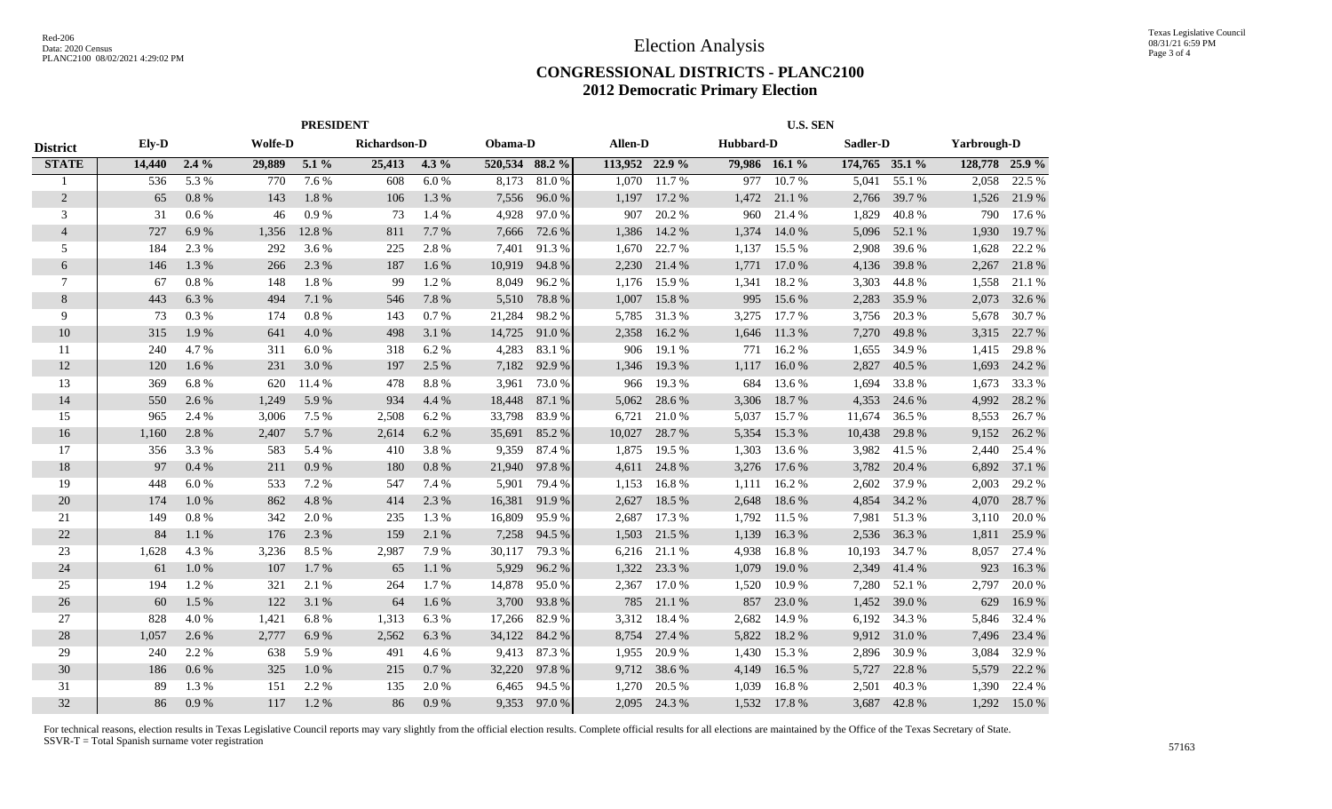# Election Analysis

## CONGRESSIONAL DISTRICTS - PLANC2100
## 2012 Democratic Primary Election

| | PRESIDENT | | | | | | | | U.S. SEN | | | | | | | |
|---|---|---|---|---|---|---|---|---|---|---|---|---|---|---|---|---|
| District | Ely-D | | Wolfe-D | | Richardson-D | | Obama-D | | Allen-D | | Hubbard-D | | Sadler-D | | Yarbrough-D | |
| **STATE** | **14,440** | **2.4 %** | **29,889** | **5.1 %** | **25,413** | **4.3 %** | **520,534** | **88.2 %** | **113,952** | **22.9 %** | **79,986** | **16.1 %** | **174,765** | **35.1 %** | **128,778** | **25.9 %** |
| 1 | 536 | 5.3 % | 770 | 7.6 % | 608 | 6.0 % | 8,173 | 81.0 % | 1,070 | 11.7 % | 977 | 10.7 % | 5,041 | 55.1 % | 2,058 | 22.5 % |
| 2 | 65 | 0.8 % | 143 | 1.8 % | 106 | 1.3 % | 7,556 | 96.0 % | 1,197 | 17.2 % | 1,472 | 21.1 % | 2,766 | 39.7 % | 1,526 | 21.9 % |
| 3 | 31 | 0.6 % | 46 | 0.9 % | 73 | 1.4 % | 4,928 | 97.0 % | 907 | 20.2 % | 960 | 21.4 % | 1,829 | 40.8 % | 790 | 17.6 % |
| 4 | 727 | 6.9 % | 1,356 | 12.8 % | 811 | 7.7 % | 7,666 | 72.6 % | 1,386 | 14.2 % | 1,374 | 14.0 % | 5,096 | 52.1 % | 1,930 | 19.7 % |
| 5 | 184 | 2.3 % | 292 | 3.6 % | 225 | 2.8 % | 7,401 | 91.3 % | 1,670 | 22.7 % | 1,137 | 15.5 % | 2,908 | 39.6 % | 1,628 | 22.2 % |
| 6 | 146 | 1.3 % | 266 | 2.3 % | 187 | 1.6 % | 10,919 | 94.8 % | 2,230 | 21.4 % | 1,771 | 17.0 % | 4,136 | 39.8 % | 2,267 | 21.8 % |
| 7 | 67 | 0.8 % | 148 | 1.8 % | 99 | 1.2 % | 8,049 | 96.2 % | 1,176 | 15.9 % | 1,341 | 18.2 % | 3,303 | 44.8 % | 1,558 | 21.1 % |
| 8 | 443 | 6.3 % | 494 | 7.1 % | 546 | 7.8 % | 5,510 | 78.8 % | 1,007 | 15.8 % | 995 | 15.6 % | 2,283 | 35.9 % | 2,073 | 32.6 % |
| 9 | 73 | 0.3 % | 174 | 0.8 % | 143 | 0.7 % | 21,284 | 98.2 % | 5,785 | 31.3 % | 3,275 | 17.7 % | 3,756 | 20.3 % | 5,678 | 30.7 % |
| 10 | 315 | 1.9 % | 641 | 4.0 % | 498 | 3.1 % | 14,725 | 91.0 % | 2,358 | 16.2 % | 1,646 | 11.3 % | 7,270 | 49.8 % | 3,315 | 22.7 % |
| 11 | 240 | 4.7 % | 311 | 6.0 % | 318 | 6.2 % | 4,283 | 83.1 % | 906 | 19.1 % | 771 | 16.2 % | 1,655 | 34.9 % | 1,415 | 29.8 % |
| 12 | 120 | 1.6 % | 231 | 3.0 % | 197 | 2.5 % | 7,182 | 92.9 % | 1,346 | 19.3 % | 1,117 | 16.0 % | 2,827 | 40.5 % | 1,693 | 24.2 % |
| 13 | 369 | 6.8 % | 620 | 11.4 % | 478 | 8.8 % | 3,961 | 73.0 % | 966 | 19.3 % | 684 | 13.6 % | 1,694 | 33.8 % | 1,673 | 33.3 % |
| 14 | 550 | 2.6 % | 1,249 | 5.9 % | 934 | 4.4 % | 18,448 | 87.1 % | 5,062 | 28.6 % | 3,306 | 18.7 % | 4,353 | 24.6 % | 4,992 | 28.2 % |
| 15 | 965 | 2.4 % | 3,006 | 7.5 % | 2,508 | 6.2 % | 33,798 | 83.9 % | 6,721 | 21.0 % | 5,037 | 15.7 % | 11,674 | 36.5 % | 8,553 | 26.7 % |
| 16 | 1,160 | 2.8 % | 2,407 | 5.7 % | 2,614 | 6.2 % | 35,691 | 85.2 % | 10,027 | 28.7 % | 5,354 | 15.3 % | 10,438 | 29.8 % | 9,152 | 26.2 % |
| 17 | 356 | 3.3 % | 583 | 5.4 % | 410 | 3.8 % | 9,359 | 87.4 % | 1,875 | 19.5 % | 1,303 | 13.6 % | 3,982 | 41.5 % | 2,440 | 25.4 % |
| 18 | 97 | 0.4 % | 211 | 0.9 % | 180 | 0.8 % | 21,940 | 97.8 % | 4,611 | 24.8 % | 3,276 | 17.6 % | 3,782 | 20.4 % | 6,892 | 37.1 % |
| 19 | 448 | 6.0 % | 533 | 7.2 % | 547 | 7.4 % | 5,901 | 79.4 % | 1,153 | 16.8 % | 1,111 | 16.2 % | 2,602 | 37.9 % | 2,003 | 29.2 % |
| 20 | 174 | 1.0 % | 862 | 4.8 % | 414 | 2.3 % | 16,381 | 91.9 % | 2,627 | 18.5 % | 2,648 | 18.6 % | 4,854 | 34.2 % | 4,070 | 28.7 % |
| 21 | 149 | 0.8 % | 342 | 2.0 % | 235 | 1.3 % | 16,809 | 95.9 % | 2,687 | 17.3 % | 1,792 | 11.5 % | 7,981 | 51.3 % | 3,110 | 20.0 % |
| 22 | 84 | 1.1 % | 176 | 2.3 % | 159 | 2.1 % | 7,258 | 94.5 % | 1,503 | 21.5 % | 1,139 | 16.3 % | 2,536 | 36.3 % | 1,811 | 25.9 % |
| 23 | 1,628 | 4.3 % | 3,236 | 8.5 % | 2,987 | 7.9 % | 30,117 | 79.3 % | 6,216 | 21.1 % | 4,938 | 16.8 % | 10,193 | 34.7 % | 8,057 | 27.4 % |
| 24 | 61 | 1.0 % | 107 | 1.7 % | 65 | 1.1 % | 5,929 | 96.2 % | 1,322 | 23.3 % | 1,079 | 19.0 % | 2,349 | 41.4 % | 923 | 16.3 % |
| 25 | 194 | 1.2 % | 321 | 2.1 % | 264 | 1.7 % | 14,878 | 95.0 % | 2,367 | 17.0 % | 1,520 | 10.9 % | 7,280 | 52.1 % | 2,797 | 20.0 % |
| 26 | 60 | 1.5 % | 122 | 3.1 % | 64 | 1.6 % | 3,700 | 93.8 % | 785 | 21.1 % | 857 | 23.0 % | 1,452 | 39.0 % | 629 | 16.9 % |
| 27 | 828 | 4.0 % | 1,421 | 6.8 % | 1,313 | 6.3 % | 17,266 | 82.9 % | 3,312 | 18.4 % | 2,682 | 14.9 % | 6,192 | 34.3 % | 5,846 | 32.4 % |
| 28 | 1,057 | 2.6 % | 2,777 | 6.9 % | 2,562 | 6.3 % | 34,122 | 84.2 % | 8,754 | 27.4 % | 5,822 | 18.2 % | 9,912 | 31.0 % | 7,496 | 23.4 % |
| 29 | 240 | 2.2 % | 638 | 5.9 % | 491 | 4.6 % | 9,413 | 87.3 % | 1,955 | 20.9 % | 1,430 | 15.3 % | 2,896 | 30.9 % | 3,084 | 32.9 % |
| 30 | 186 | 0.6 % | 325 | 1.0 % | 215 | 0.7 % | 32,220 | 97.8 % | 9,712 | 38.6 % | 4,149 | 16.5 % | 5,727 | 22.8 % | 5,579 | 22.2 % |
| 31 | 89 | 1.3 % | 151 | 2.2 % | 135 | 2.0 % | 6,465 | 94.5 % | 1,270 | 20.5 % | 1,039 | 16.8 % | 2,501 | 40.3 % | 1,390 | 22.4 % |
| 32 | 86 | 0.9 % | 117 | 1.2 % | 86 | 0.9 % | 9,353 | 97.0 % | 2,095 | 24.3 % | 1,532 | 17.8 % | 3,687 | 42.8 % | 1,292 | 15.0 % |

For technical reasons, election results in Texas Legislative Council reports may vary slightly from the official election results. Complete official results for all elections are maintained by the Office of the Texas Secretary of State.
SSVR-T = Total Spanish surname voter registration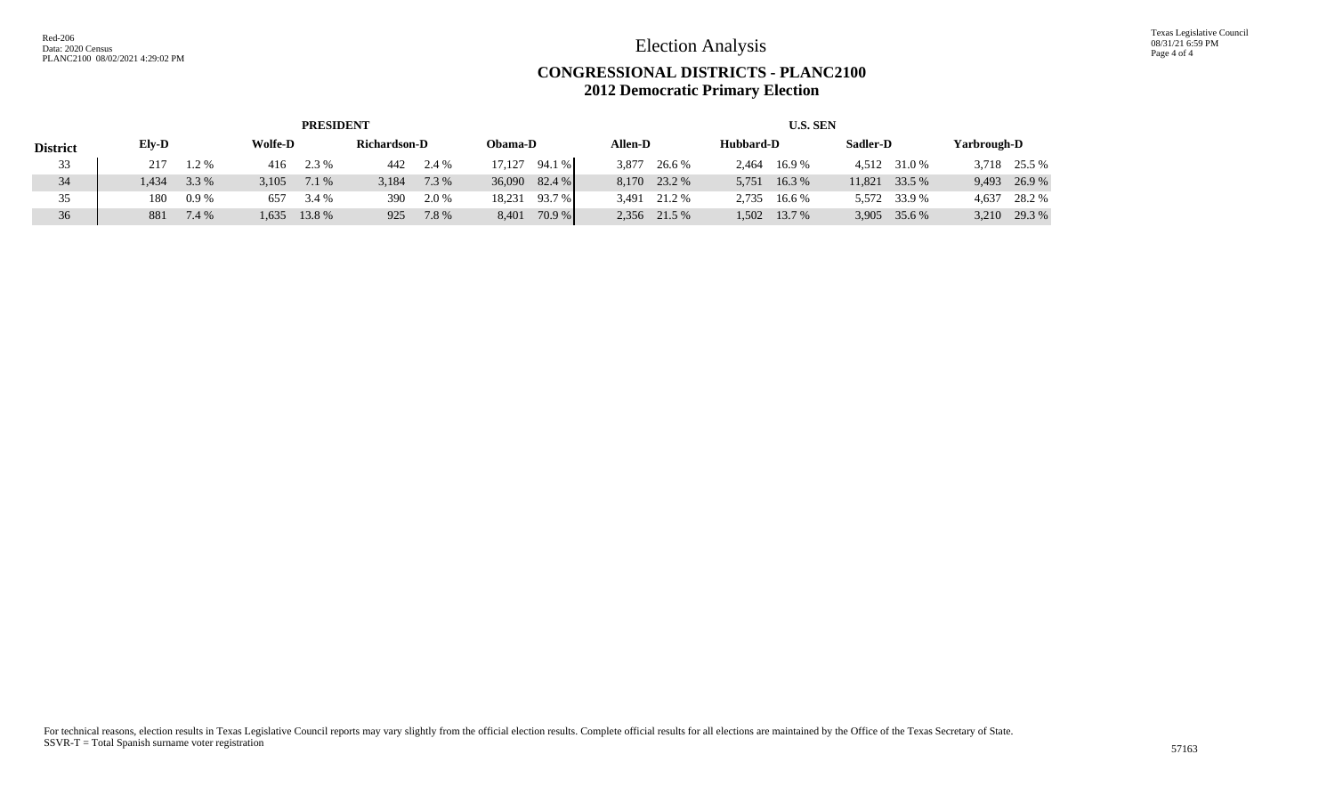Red-206
Data: 2020 Census
PLANC2100 08/02/2021 4:29:02 PM

# Election Analysis

Texas Legislative Council
08/31/21 6:59 PM

## CONGRESSIONAL DISTRICTS - PLANC2100
## 2012 Democratic Primary Election

| | PRESIDENT | | | | | | | | U.S. SEN | | | | | | | |
|---|---|---|---|---|---|---|---|---|---|---|---|---|---|---|---|---|
| District | Ely-D | | Wolfe-D | | Richardson-D | | Obama-D | | Allen-D | | Hubbard-D | | Sadler-D | | Yarbrough-D | |
| 33 | 217 | 1.2 % | 416 | 2.3 % | 442 | 2.4 % | 17,127 | 94.1 % | 3,877 | 26.6 % | 2,464 | 16.9 % | 4,512 | 31.0 % | 3,718 | 25.5 % |
| 34 | 1,434 | 3.3 % | 3,105 | 7.1 % | 3,184 | 7.3 % | 36,090 | 82.4 % | 8,170 | 23.2 % | 5,751 | 16.3 % | 11,821 | 33.5 % | 9,493 | 26.9 % |
| 35 | 180 | 0.9 % | 657 | 3.4 % | 390 | 2.0 % | 18,231 | 93.7 % | 3,491 | 21.2 % | 2,735 | 16.6 % | 5,572 | 33.9 % | 4,637 | 28.2 % |
| 36 | 881 | 7.4 % | 1,635 | 13.8 % | 925 | 7.8 % | 8,401 | 70.9 % | 2,356 | 21.5 % | 1,502 | 13.7 % | 3,905 | 35.6 % | 3,210 | 29.3 % |

For technical reasons, election results in Texas Legislative Council reports may vary slightly from the official election results. Complete official results for all elections are maintained by the Office of the Texas Secretary of State.
SSVR-T = Total Spanish surname voter registration

57163